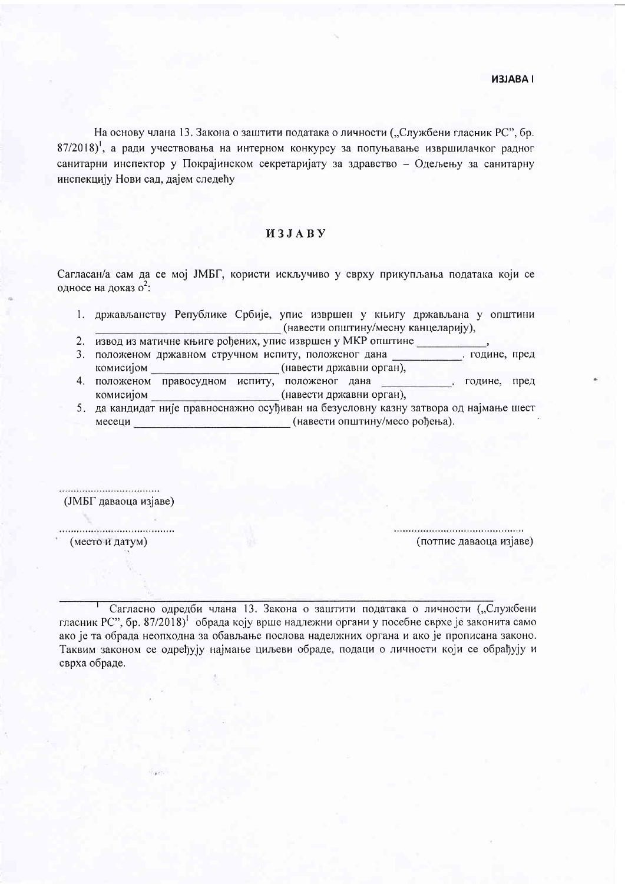**ИЗЈАВА I**

На основу члана 13. Закона о заштити података о личности („Службени гласник РС", бр. 87/2018)[1], а ради учествовања на интерном конкурсу за попуњавање извршилачког радног санитарни инспектор у Покрајинском секретаријату за здравство – Одељењу за санитарну инспекцију Нови сад, дајем следећу

# ИЗЈАВУ

Сагласан/а сам да се мој ЈМБГ, користи искључиво у сврху прикупљања података који се односе на доказ о[2]:

1. држављанству Републике Србије, упис извршен у књигу држављана у општини \_\_\_\_\_\_\_\_\_\_\_\_\_\_\_\_\_\_\_\_\_\_\_\_\_\_\_\_ (навести општину/месну канцеларију),
2. извод из матичне књиге рођених, упис извршен у МКР општине \_\_\_\_\_\_\_\_\_\_\_\_,
3. положеном државном стручном испиту, положеног дана \_\_\_\_\_\_\_\_\_\_\_\_. године, пред комисијом \_\_\_\_\_\_\_\_\_\_\_\_\_\_\_\_\_\_\_\_\_\_ (навести државни орган),
4. положеном правосудном испиту, положеног дана \_\_\_\_\_\_\_\_\_\_\_, године, пред комисијом \_\_\_\_\_\_\_\_\_\_\_\_\_\_\_\_\_\_\_\_\_\_ (навести државни орган),
5. да кандидат није правноснажно осуђиван на безусловну казну затвора од најмање шест месеци \_\_\_\_\_\_\_\_\_\_\_\_\_\_\_\_\_\_\_\_\_\_\_\_\_\_\_ (навести општину/месо рођења).

..................................
(ЈМБГ даваоца изјаве)

........................................
(место и датум)

..........................................
(потпис даваоца изјаве)

---

[1] Сагласно одредби члана 13. Закона о заштити података о личности („Службени гласник РС", бр. 87/2018)[1] обрада коју врше надлежни органи у посебне сврхе је законита само ако је та обрада неопходна за обављање послова наделжних органа и ако је прописана законо. Таквим законом се одређују најмање циљеви обраде, подаци о личности који се обрађују и сврха обраде.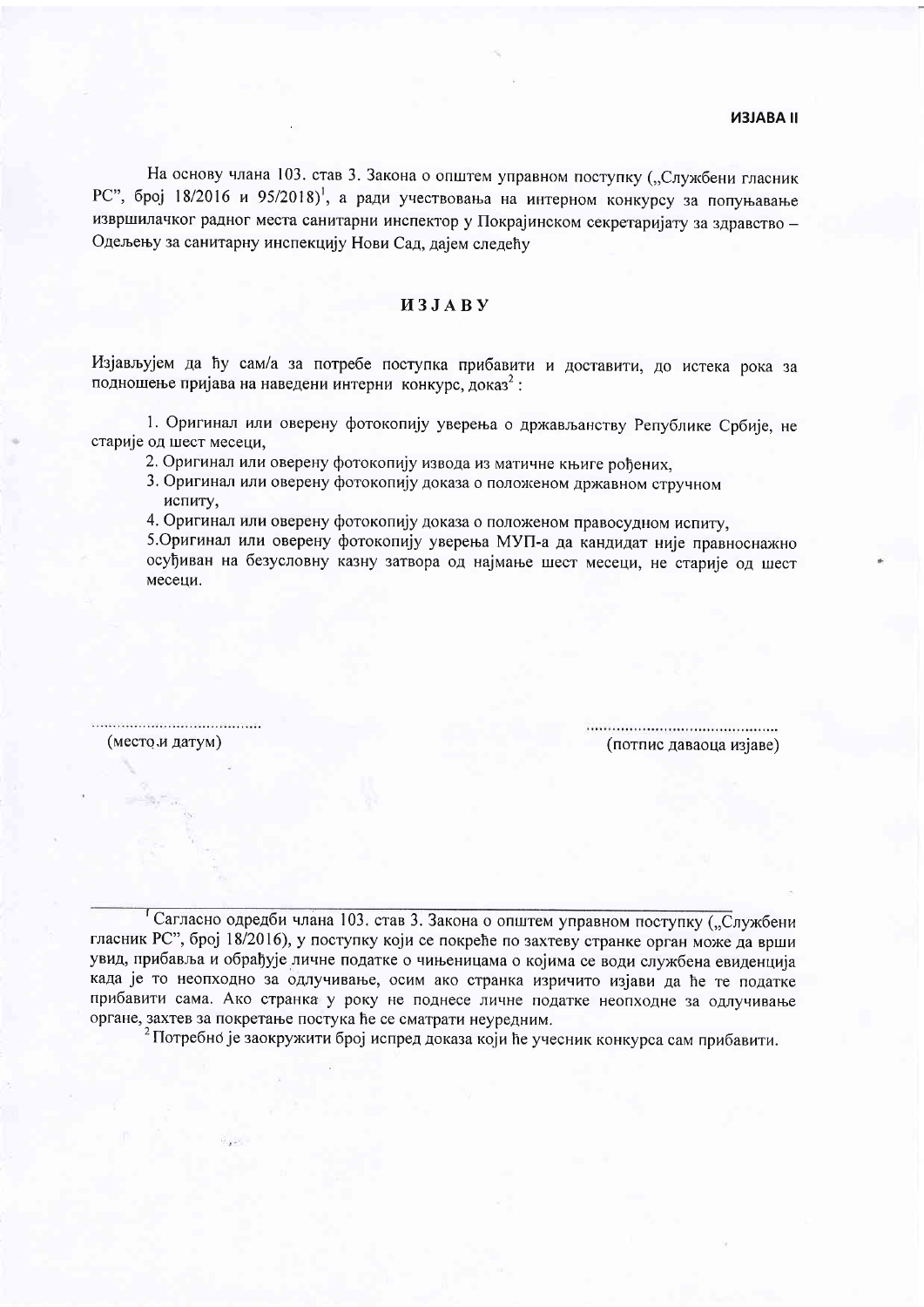**ИЗЈАВА II**

На основу члана 103. став 3. Закона о општем управном поступку („Службени гласник РС", број 18/2016 и 95/2018)[1], а ради учествовања на интерном конкурсу за попуњавање извршилачког радног места санитарни инспектор у Покрајинском секретаријату за здравство – Одељењу за санитарну инспекцију Нови Сад, дајем следећу

## ИЗЈАВУ

Изјављујем да ћу сам/а за потребе поступка прибавити и доставити, до истека рока за подношење пријава на наведени интерни конкурс, доказ[2] :

1. Оригинал или оверену фотокопију уверења о држављанству Републике Србије, не старије од шест месеци,
2. Оригинал или оверену фотокопију извода из матичне књиге рођених,
3. Оригинал или оверену фотокопију доказа о положеном државном стручном испиту,
4. Оригинал или оверену фотокопију доказа о положеном правосудном испиту,
5. Оригинал или оверену фотокопију уверења МУП-а да кандидат није правноснажно осуђиван на безусловну казну затвора од најмање шест месеци, не старије од шест месеци.

..................................... (место и датум)

........................................ (потпис даваоца изјаве)

---

[1] Сагласно одредби члана 103. став 3. Закона о општем управном поступку („Службени гласник РС", број 18/2016), у поступку који се покреће по захтеву странке орган може да врши увид, прибавља и обрађује личне податке о чињеницама о којима се води службена евиденција када је то неопходно за одлучивање, осим ако странка изричито изјави да ће те податке прибавити сама. Ако странка у року не поднесе личне податке неопходне за одлучивање органе, захтев за покретање постука ће се сматрати неуредним.

[2] Потребно је заокружити број испред доказа који ће учесник конкурса сам прибавити.